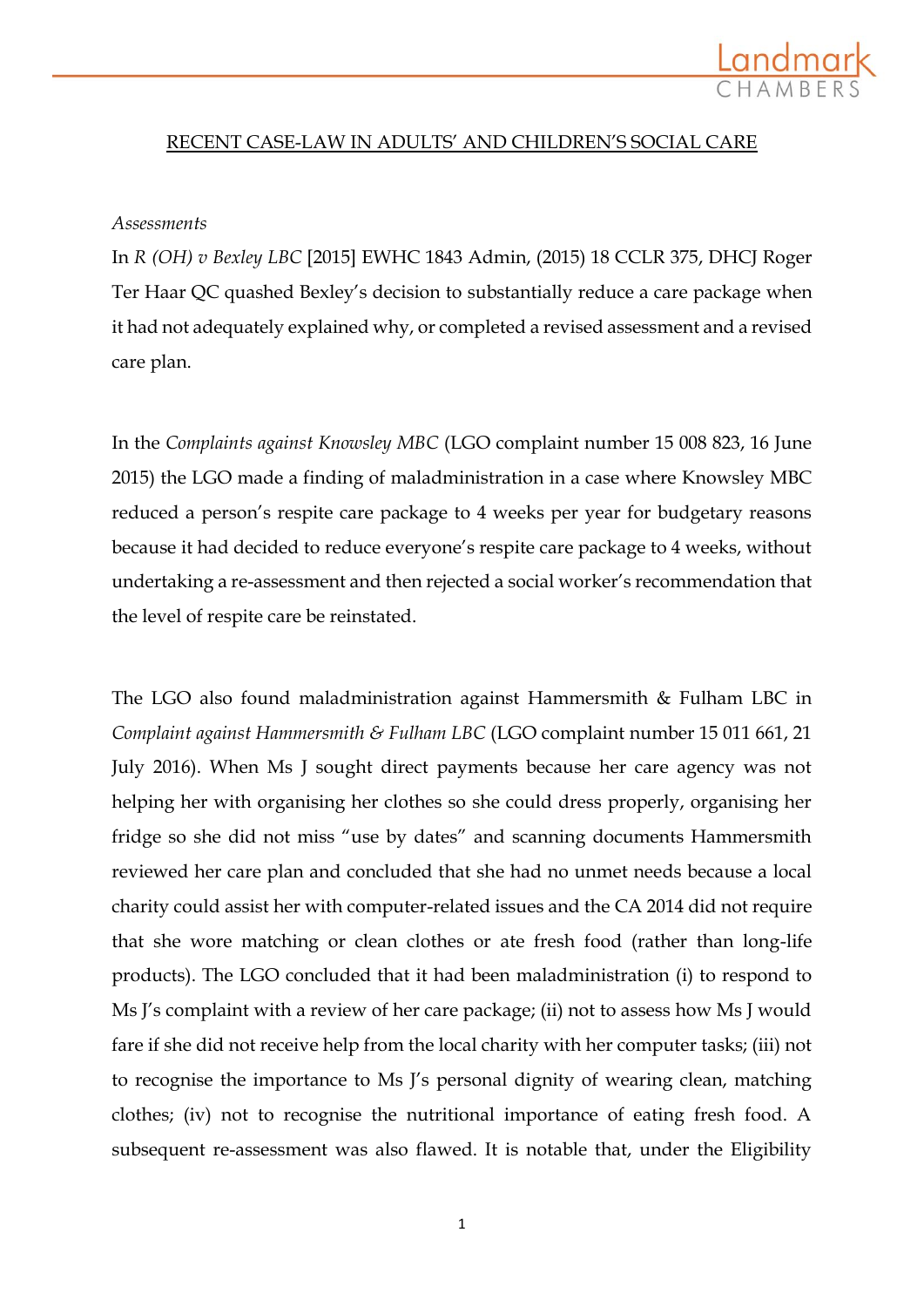RECENT CASE-LAW IN ADULTS' AND CHILDREN'S SOCIAL CARE

*Assessments*

In *R (OH) v Bexley LBC* [2015] EWHC 1843 Admin, (2015) 18 CCLR 375, DHCJ Roger Ter Haar QC quashed Bexley's decision to substantially reduce a care package when it had not adequately explained why, or completed a revised assessment and a revised care plan.

In the *Complaints against Knowsley MBC* (LGO complaint number 15 008 823, 16 June 2015) the LGO made a finding of maladministration in a case where Knowsley MBC reduced a person's respite care package to 4 weeks per year for budgetary reasons because it had decided to reduce everyone's respite care package to 4 weeks, without undertaking a re-assessment and then rejected a social worker's recommendation that the level of respite care be reinstated.

The LGO also found maladministration against Hammersmith & Fulham LBC in *Complaint against Hammersmith & Fulham LBC* (LGO complaint number 15 011 661, 21 July 2016). When Ms J sought direct payments because her care agency was not helping her with organising her clothes so she could dress properly, organising her fridge so she did not miss "use by dates" and scanning documents Hammersmith reviewed her care plan and concluded that she had no unmet needs because a local charity could assist her with computer-related issues and the CA 2014 did not require that she wore matching or clean clothes or ate fresh food (rather than long-life products). The LGO concluded that it had been maladministration (i) to respond to Ms J's complaint with a review of her care package; (ii) not to assess how Ms J would fare if she did not receive help from the local charity with her computer tasks; (iii) not to recognise the importance to Ms J's personal dignity of wearing clean, matching clothes; (iv) not to recognise the nutritional importance of eating fresh food. A subsequent re-assessment was also flawed. It is notable that, under the Eligibility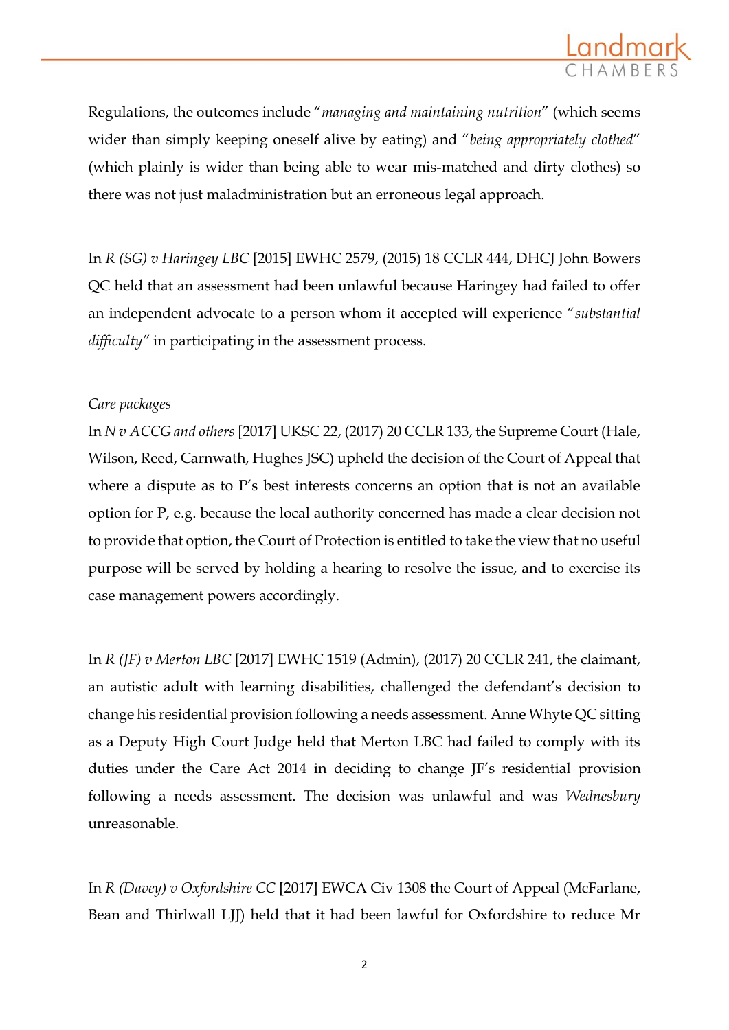Regulations, the outcomes include "*managing and maintaining nutrition*" (which seems wider than simply keeping oneself alive by eating) and "*being appropriately clothed*" (which plainly is wider than being able to wear mis-matched and dirty clothes) so there was not just maladministration but an erroneous legal approach.

In *R (SG) v Haringey LBC* [2015] EWHC 2579, (2015) 18 CCLR 444, DHCJ John Bowers QC held that an assessment had been unlawful because Haringey had failed to offer an independent advocate to a person whom it accepted will experience "*substantial difficulty"* in participating in the assessment process.

*Care packages*

In *N v ACCG and others* [2017] UKSC 22, (2017) 20 CCLR 133, the Supreme Court (Hale, Wilson, Reed, Carnwath, Hughes JSC) upheld the decision of the Court of Appeal that where a dispute as to P's best interests concerns an option that is not an available option for P, e.g. because the local authority concerned has made a clear decision not to provide that option, the Court of Protection is entitled to take the view that no useful purpose will be served by holding a hearing to resolve the issue, and to exercise its case management powers accordingly.

In *R (JF) v Merton LBC* [2017] EWHC 1519 (Admin), (2017) 20 CCLR 241, the claimant, an autistic adult with learning disabilities, challenged the defendant's decision to change his residential provision following a needs assessment. Anne Whyte QC sitting as a Deputy High Court Judge held that Merton LBC had failed to comply with its duties under the Care Act 2014 in deciding to change JF's residential provision following a needs assessment. The decision was unlawful and was *Wednesbury* unreasonable.

In *R (Davey) v Oxfordshire CC* [2017] EWCA Civ 1308 the Court of Appeal (McFarlane, Bean and Thirlwall LJJ) held that it had been lawful for Oxfordshire to reduce Mr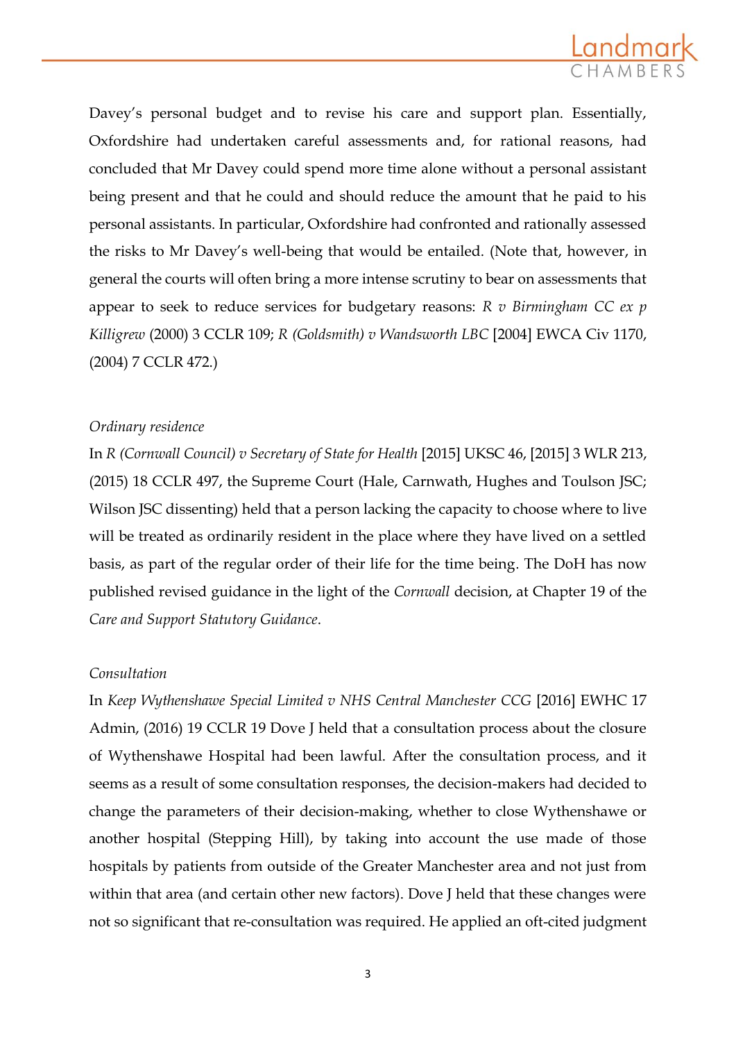Davey's personal budget and to revise his care and support plan. Essentially, Oxfordshire had undertaken careful assessments and, for rational reasons, had concluded that Mr Davey could spend more time alone without a personal assistant being present and that he could and should reduce the amount that he paid to his personal assistants. In particular, Oxfordshire had confronted and rationally assessed the risks to Mr Davey's well-being that would be entailed. (Note that, however, in general the courts will often bring a more intense scrutiny to bear on assessments that appear to seek to reduce services for budgetary reasons: *R v Birmingham CC ex p Killigrew* (2000) 3 CCLR 109; *R (Goldsmith) v Wandsworth LBC* [2004] EWCA Civ 1170, (2004) 7 CCLR 472.)

*Ordinary residence*

In *R (Cornwall Council) v Secretary of State for Health* [2015] UKSC 46, [2015] 3 WLR 213, (2015) 18 CCLR 497, the Supreme Court (Hale, Carnwath, Hughes and Toulson JSC; Wilson JSC dissenting) held that a person lacking the capacity to choose where to live will be treated as ordinarily resident in the place where they have lived on a settled basis, as part of the regular order of their life for the time being. The DoH has now published revised guidance in the light of the *Cornwall* decision, at Chapter 19 of the *Care and Support Statutory Guidance*.

*Consultation*

In *Keep Wythenshawe Special Limited v NHS Central Manchester CCG* [2016] EWHC 17 Admin, (2016) 19 CCLR 19 Dove J held that a consultation process about the closure of Wythenshawe Hospital had been lawful. After the consultation process, and it seems as a result of some consultation responses, the decision-makers had decided to change the parameters of their decision-making, whether to close Wythenshawe or another hospital (Stepping Hill), by taking into account the use made of those hospitals by patients from outside of the Greater Manchester area and not just from within that area (and certain other new factors). Dove J held that these changes were not so significant that re-consultation was required. He applied an oft-cited judgment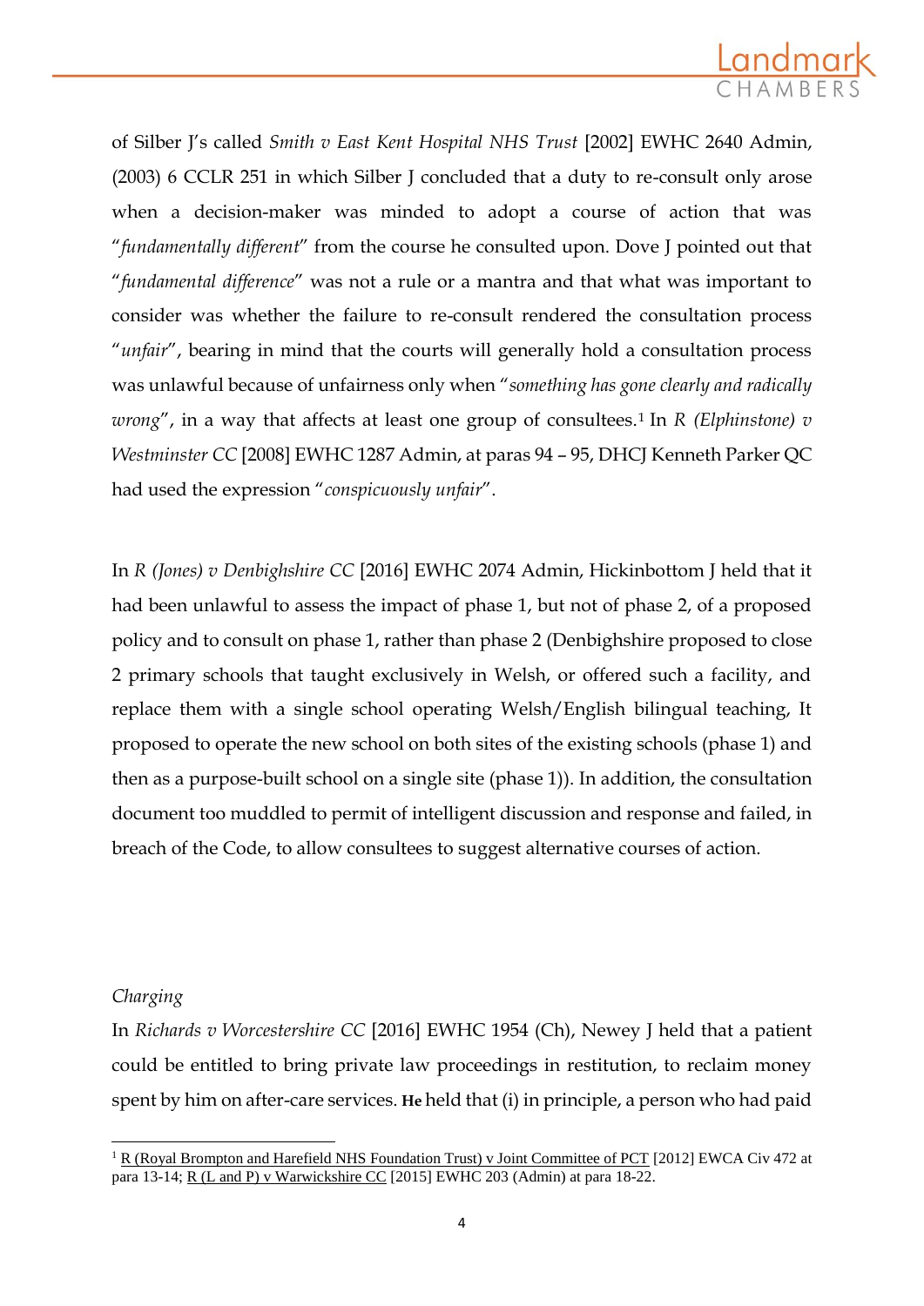of Silber J's called *Smith v East Kent Hospital NHS Trust* [2002] EWHC 2640 Admin, (2003) 6 CCLR 251 in which Silber J concluded that a duty to re-consult only arose when a decision-maker was minded to adopt a course of action that was "*fundamentally different*" from the course he consulted upon. Dove J pointed out that "*fundamental difference*" was not a rule or a mantra and that what was important to consider was whether the failure to re-consult rendered the consultation process "*unfair*", bearing in mind that the courts will generally hold a consultation process was unlawful because of unfairness only when "*something has gone clearly and radically wrong*", in a way that affects at least one group of consultees.[1] In *R (Elphinstone) v Westminster CC* [2008] EWHC 1287 Admin, at paras 94 – 95, DHCJ Kenneth Parker QC had used the expression "*conspicuously unfair*".

In *R (Jones) v Denbighshire CC* [2016] EWHC 2074 Admin, Hickinbottom J held that it had been unlawful to assess the impact of phase 1, but not of phase 2, of a proposed policy and to consult on phase 1, rather than phase 2 (Denbighshire proposed to close 2 primary schools that taught exclusively in Welsh, or offered such a facility, and replace them with a single school operating Welsh/English bilingual teaching, It proposed to operate the new school on both sites of the existing schools (phase 1) and then as a purpose-built school on a single site (phase 1)). In addition, the consultation document too muddled to permit of intelligent discussion and response and failed, in breach of the Code, to allow consultees to suggest alternative courses of action.

*Charging*

In *Richards v Worcestershire CC* [2016] EWHC 1954 (Ch), Newey J held that a patient could be entitled to bring private law proceedings in restitution, to reclaim money spent by him on after-care services. **He** held that (i) in principle, a person who had paid

[1] R (Royal Brompton and Harefield NHS Foundation Trust) v Joint Committee of PCT [2012] EWCA Civ 472 at para 13-14; R (L and P) v Warwickshire CC [2015] EWHC 203 (Admin) at para 18-22.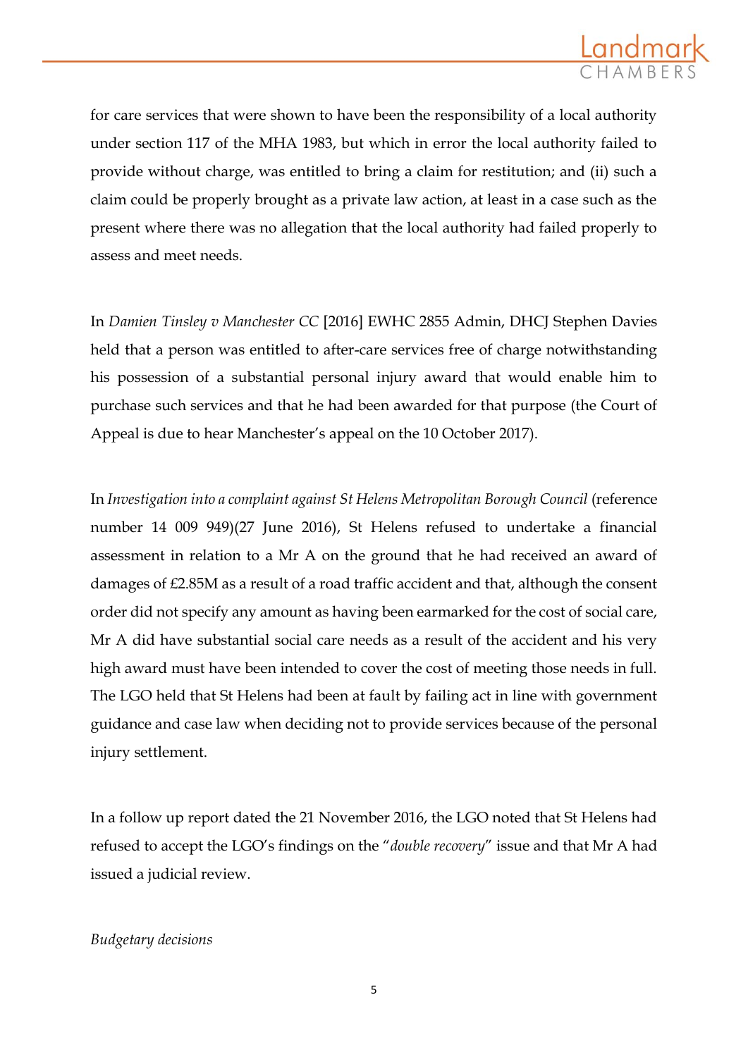for care services that were shown to have been the responsibility of a local authority under section 117 of the MHA 1983, but which in error the local authority failed to provide without charge, was entitled to bring a claim for restitution; and (ii) such a claim could be properly brought as a private law action, at least in a case such as the present where there was no allegation that the local authority had failed properly to assess and meet needs.

In *Damien Tinsley v Manchester CC* [2016] EWHC 2855 Admin, DHCJ Stephen Davies held that a person was entitled to after-care services free of charge notwithstanding his possession of a substantial personal injury award that would enable him to purchase such services and that he had been awarded for that purpose (the Court of Appeal is due to hear Manchester's appeal on the 10 October 2017).

In *Investigation into a complaint against St Helens Metropolitan Borough Council* (reference number 14 009 949)(27 June 2016), St Helens refused to undertake a financial assessment in relation to a Mr A on the ground that he had received an award of damages of £2.85M as a result of a road traffic accident and that, although the consent order did not specify any amount as having been earmarked for the cost of social care, Mr A did have substantial social care needs as a result of the accident and his very high award must have been intended to cover the cost of meeting those needs in full. The LGO held that St Helens had been at fault by failing act in line with government guidance and case law when deciding not to provide services because of the personal injury settlement.

In a follow up report dated the 21 November 2016, the LGO noted that St Helens had refused to accept the LGO's findings on the "*double recovery*" issue and that Mr A had issued a judicial review.

*Budgetary decisions*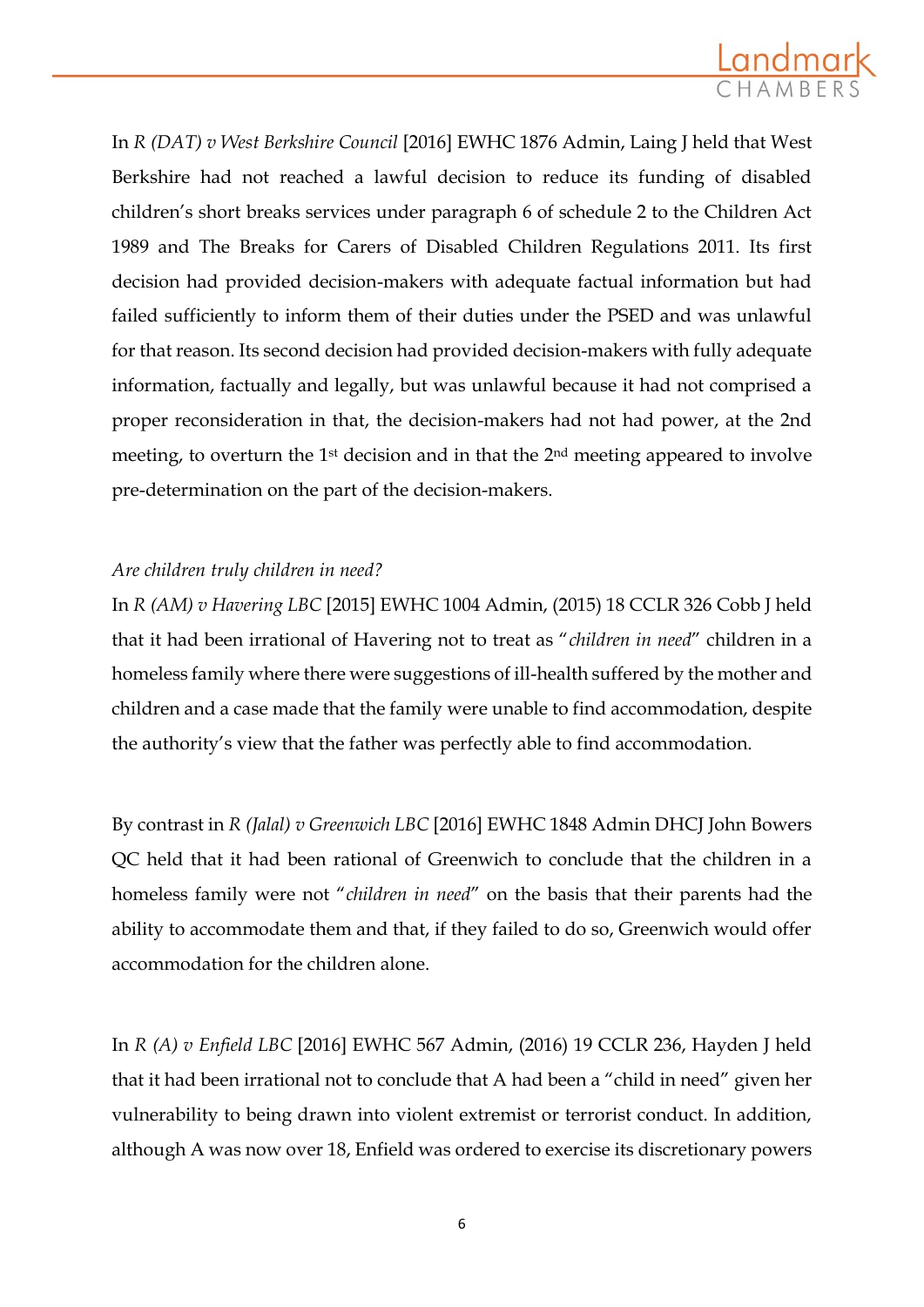In *R (DAT) v West Berkshire Council* [2016] EWHC 1876 Admin, Laing J held that West Berkshire had not reached a lawful decision to reduce its funding of disabled children's short breaks services under paragraph 6 of schedule 2 to the Children Act 1989 and The Breaks for Carers of Disabled Children Regulations 2011. Its first decision had provided decision-makers with adequate factual information but had failed sufficiently to inform them of their duties under the PSED and was unlawful for that reason. Its second decision had provided decision-makers with fully adequate information, factually and legally, but was unlawful because it had not comprised a proper reconsideration in that, the decision-makers had not had power, at the 2nd meeting, to overturn the 1st decision and in that the 2nd meeting appeared to involve pre-determination on the part of the decision-makers.

*Are children truly children in need?*

In *R (AM) v Havering LBC* [2015] EWHC 1004 Admin, (2015) 18 CCLR 326 Cobb J held that it had been irrational of Havering not to treat as "*children in need*" children in a homeless family where there were suggestions of ill-health suffered by the mother and children and a case made that the family were unable to find accommodation, despite the authority's view that the father was perfectly able to find accommodation.

By contrast in *R (Jalal) v Greenwich LBC* [2016] EWHC 1848 Admin DHCJ John Bowers QC held that it had been rational of Greenwich to conclude that the children in a homeless family were not "*children in need*" on the basis that their parents had the ability to accommodate them and that, if they failed to do so, Greenwich would offer accommodation for the children alone.

In *R (A) v Enfield LBC* [2016] EWHC 567 Admin, (2016) 19 CCLR 236, Hayden J held that it had been irrational not to conclude that A had been a "child in need" given her vulnerability to being drawn into violent extremist or terrorist conduct. In addition, although A was now over 18, Enfield was ordered to exercise its discretionary powers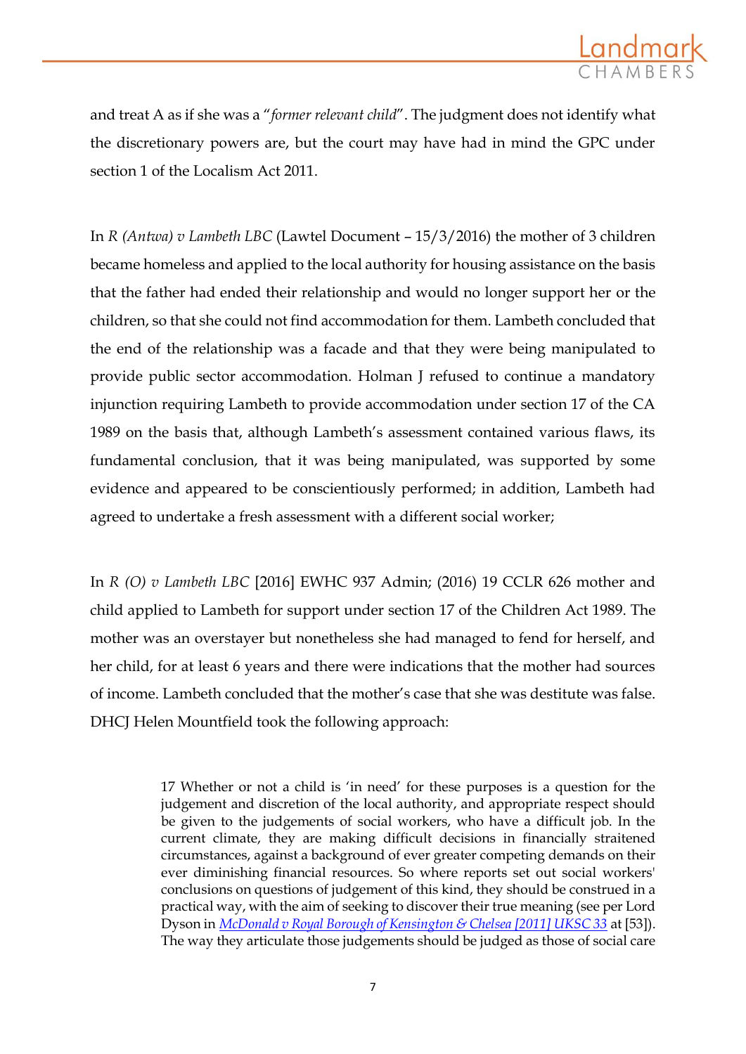and treat A as if she was a "*former relevant child*". The judgment does not identify what the discretionary powers are, but the court may have had in mind the GPC under section 1 of the Localism Act 2011.

In *R (Antwa) v Lambeth LBC* (Lawtel Document – 15/3/2016) the mother of 3 children became homeless and applied to the local authority for housing assistance on the basis that the father had ended their relationship and would no longer support her or the children, so that she could not find accommodation for them. Lambeth concluded that the end of the relationship was a facade and that they were being manipulated to provide public sector accommodation. Holman J refused to continue a mandatory injunction requiring Lambeth to provide accommodation under section 17 of the CA 1989 on the basis that, although Lambeth's assessment contained various flaws, its fundamental conclusion, that it was being manipulated, was supported by some evidence and appeared to be conscientiously performed; in addition, Lambeth had agreed to undertake a fresh assessment with a different social worker;

In *R (O) v Lambeth LBC* [2016] EWHC 937 Admin; (2016) 19 CCLR 626 mother and child applied to Lambeth for support under section 17 of the Children Act 1989. The mother was an overstayer but nonetheless she had managed to fend for herself, and her child, for at least 6 years and there were indications that the mother had sources of income. Lambeth concluded that the mother's case that she was destitute was false. DHCJ Helen Mountfield took the following approach:

> 17 Whether or not a child is 'in need' for these purposes is a question for the judgement and discretion of the local authority, and appropriate respect should be given to the judgements of social workers, who have a difficult job. In the current climate, they are making difficult decisions in financially straitened circumstances, against a background of ever greater competing demands on their ever diminishing financial resources. So where reports set out social workers' conclusions on questions of judgement of this kind, they should be construed in a practical way, with the aim of seeking to discover their true meaning (see per Lord Dyson in *McDonald v Royal Borough of Kensington & Chelsea [2011] UKSC 33* at [53]). The way they articulate those judgements should be judged as those of social care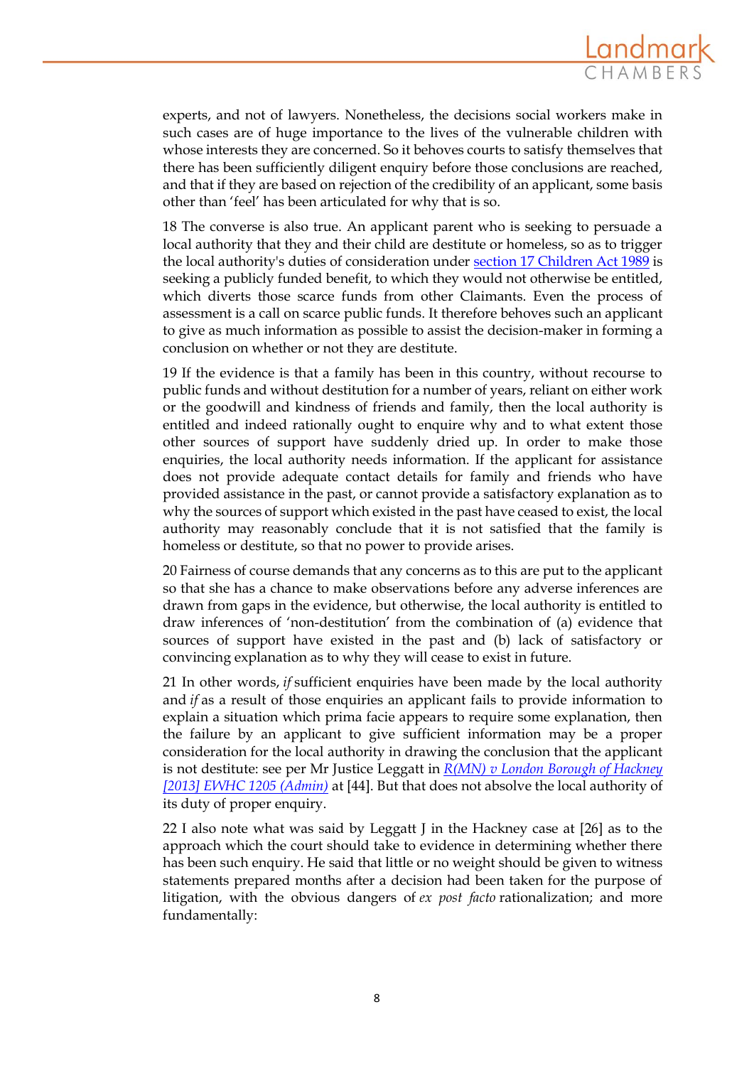experts, and not of lawyers. Nonetheless, the decisions social workers make in such cases are of huge importance to the lives of the vulnerable children with whose interests they are concerned. So it behoves courts to satisfy themselves that there has been sufficiently diligent enquiry before those conclusions are reached, and that if they are based on rejection of the credibility of an applicant, some basis other than 'feel' has been articulated for why that is so.

18 The converse is also true. An applicant parent who is seeking to persuade a local authority that they and their child are destitute or homeless, so as to trigger the local authority's duties of consideration under [section 17 Children Act 1989]() is seeking a publicly funded benefit, to which they would not otherwise be entitled, which diverts those scarce funds from other Claimants. Even the process of assessment is a call on scarce public funds. It therefore behoves such an applicant to give as much information as possible to assist the decision-maker in forming a conclusion on whether or not they are destitute.

19 If the evidence is that a family has been in this country, without recourse to public funds and without destitution for a number of years, reliant on either work or the goodwill and kindness of friends and family, then the local authority is entitled and indeed rationally ought to enquire why and to what extent those other sources of support have suddenly dried up. In order to make those enquiries, the local authority needs information. If the applicant for assistance does not provide adequate contact details for family and friends who have provided assistance in the past, or cannot provide a satisfactory explanation as to why the sources of support which existed in the past have ceased to exist, the local authority may reasonably conclude that it is not satisfied that the family is homeless or destitute, so that no power to provide arises.

20 Fairness of course demands that any concerns as to this are put to the applicant so that she has a chance to make observations before any adverse inferences are drawn from gaps in the evidence, but otherwise, the local authority is entitled to draw inferences of 'non-destitution' from the combination of (a) evidence that sources of support have existed in the past and (b) lack of satisfactory or convincing explanation as to why they will cease to exist in future.

21 In other words, *if* sufficient enquiries have been made by the local authority and *if* as a result of those enquiries an applicant fails to provide information to explain a situation which prima facie appears to require some explanation, then the failure by an applicant to give sufficient information may be a proper consideration for the local authority in drawing the conclusion that the applicant is not destitute: see per Mr Justice Leggatt in [*R(MN) v London Borough of Hackney [2013] EWHC 1205 (Admin)*]() at [44]. But that does not absolve the local authority of its duty of proper enquiry.

22 I also note what was said by Leggatt J in the Hackney case at [26] as to the approach which the court should take to evidence in determining whether there has been such enquiry. He said that little or no weight should be given to witness statements prepared months after a decision had been taken for the purpose of litigation, with the obvious dangers of *ex post facto* rationalization; and more fundamentally: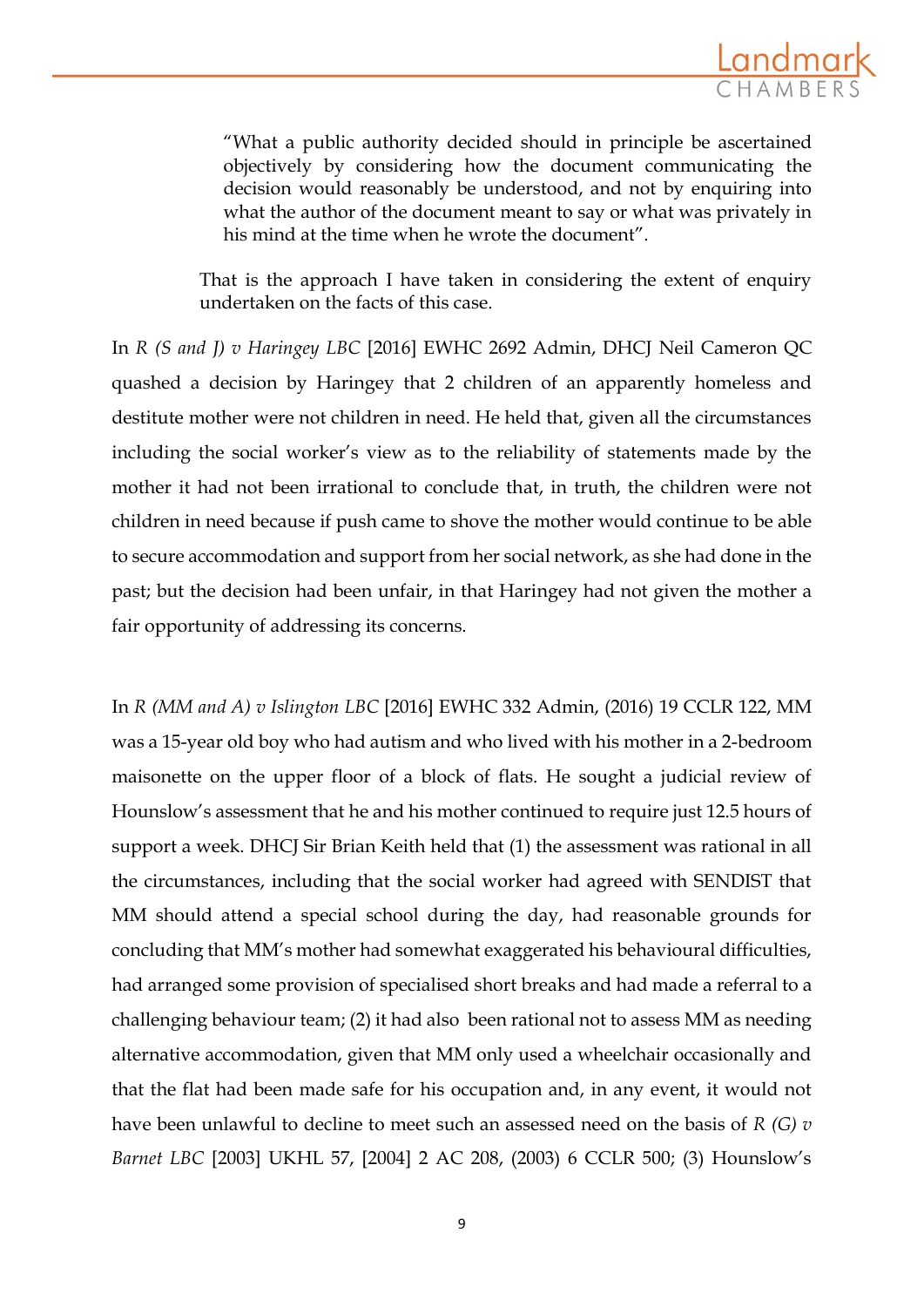> "What a public authority decided should in principle be ascertained objectively by considering how the document communicating the decision would reasonably be understood, and not by enquiring into what the author of the document meant to say or what was privately in his mind at the time when he wrote the document".
>
> That is the approach I have taken in considering the extent of enquiry undertaken on the facts of this case.

In *R (S and J) v Haringey LBC* [2016] EWHC 2692 Admin, DHCJ Neil Cameron QC quashed a decision by Haringey that 2 children of an apparently homeless and destitute mother were not children in need. He held that, given all the circumstances including the social worker's view as to the reliability of statements made by the mother it had not been irrational to conclude that, in truth, the children were not children in need because if push came to shove the mother would continue to be able to secure accommodation and support from her social network, as she had done in the past; but the decision had been unfair, in that Haringey had not given the mother a fair opportunity of addressing its concerns.

In *R (MM and A) v Islington LBC* [2016] EWHC 332 Admin, (2016) 19 CCLR 122, MM was a 15-year old boy who had autism and who lived with his mother in a 2-bedroom maisonette on the upper floor of a block of flats. He sought a judicial review of Hounslow's assessment that he and his mother continued to require just 12.5 hours of support a week. DHCJ Sir Brian Keith held that (1) the assessment was rational in all the circumstances, including that the social worker had agreed with SENDIST that MM should attend a special school during the day, had reasonable grounds for concluding that MM's mother had somewhat exaggerated his behavioural difficulties, had arranged some provision of specialised short breaks and had made a referral to a challenging behaviour team; (2) it had also been rational not to assess MM as needing alternative accommodation, given that MM only used a wheelchair occasionally and that the flat had been made safe for his occupation and, in any event, it would not have been unlawful to decline to meet such an assessed need on the basis of *R (G) v Barnet LBC* [2003] UKHL 57, [2004] 2 AC 208, (2003) 6 CCLR 500; (3) Hounslow's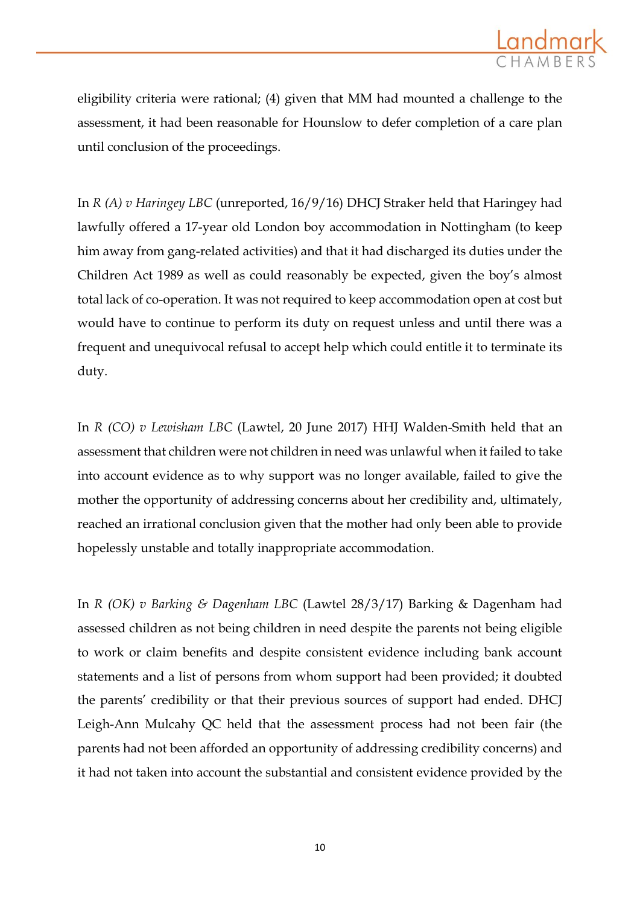eligibility criteria were rational; (4) given that MM had mounted a challenge to the assessment, it had been reasonable for Hounslow to defer completion of a care plan until conclusion of the proceedings.

In *R (A) v Haringey LBC* (unreported, 16/9/16) DHCJ Straker held that Haringey had lawfully offered a 17-year old London boy accommodation in Nottingham (to keep him away from gang-related activities) and that it had discharged its duties under the Children Act 1989 as well as could reasonably be expected, given the boy's almost total lack of co-operation. It was not required to keep accommodation open at cost but would have to continue to perform its duty on request unless and until there was a frequent and unequivocal refusal to accept help which could entitle it to terminate its duty.

In *R (CO) v Lewisham LBC* (Lawtel, 20 June 2017) HHJ Walden-Smith held that an assessment that children were not children in need was unlawful when it failed to take into account evidence as to why support was no longer available, failed to give the mother the opportunity of addressing concerns about her credibility and, ultimately, reached an irrational conclusion given that the mother had only been able to provide hopelessly unstable and totally inappropriate accommodation.

In *R (OK) v Barking & Dagenham LBC* (Lawtel 28/3/17) Barking & Dagenham had assessed children as not being children in need despite the parents not being eligible to work or claim benefits and despite consistent evidence including bank account statements and a list of persons from whom support had been provided; it doubted the parents' credibility or that their previous sources of support had ended. DHCJ Leigh-Ann Mulcahy QC held that the assessment process had not been fair (the parents had not been afforded an opportunity of addressing credibility concerns) and it had not taken into account the substantial and consistent evidence provided by the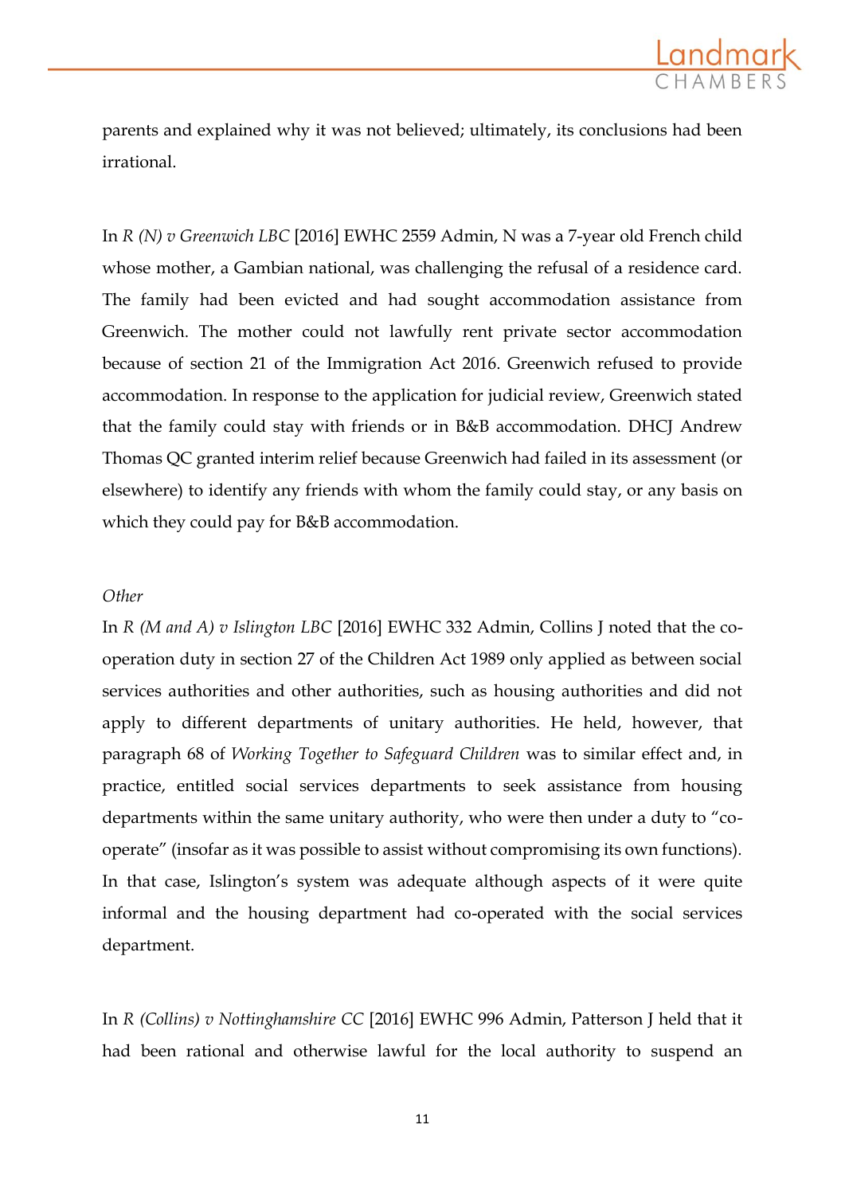parents and explained why it was not believed; ultimately, its conclusions had been irrational.

In *R (N) v Greenwich LBC* [2016] EWHC 2559 Admin, N was a 7-year old French child whose mother, a Gambian national, was challenging the refusal of a residence card. The family had been evicted and had sought accommodation assistance from Greenwich. The mother could not lawfully rent private sector accommodation because of section 21 of the Immigration Act 2016. Greenwich refused to provide accommodation. In response to the application for judicial review, Greenwich stated that the family could stay with friends or in B&B accommodation. DHCJ Andrew Thomas QC granted interim relief because Greenwich had failed in its assessment (or elsewhere) to identify any friends with whom the family could stay, or any basis on which they could pay for B&B accommodation.

*Other*

In *R (M and A) v Islington LBC* [2016] EWHC 332 Admin, Collins J noted that the co-operation duty in section 27 of the Children Act 1989 only applied as between social services authorities and other authorities, such as housing authorities and did not apply to different departments of unitary authorities. He held, however, that paragraph 68 of *Working Together to Safeguard Children* was to similar effect and, in practice, entitled social services departments to seek assistance from housing departments within the same unitary authority, who were then under a duty to "co-operate" (insofar as it was possible to assist without compromising its own functions). In that case, Islington's system was adequate although aspects of it were quite informal and the housing department had co-operated with the social services department.

In *R (Collins) v Nottinghamshire CC* [2016] EWHC 996 Admin, Patterson J held that it had been rational and otherwise lawful for the local authority to suspend an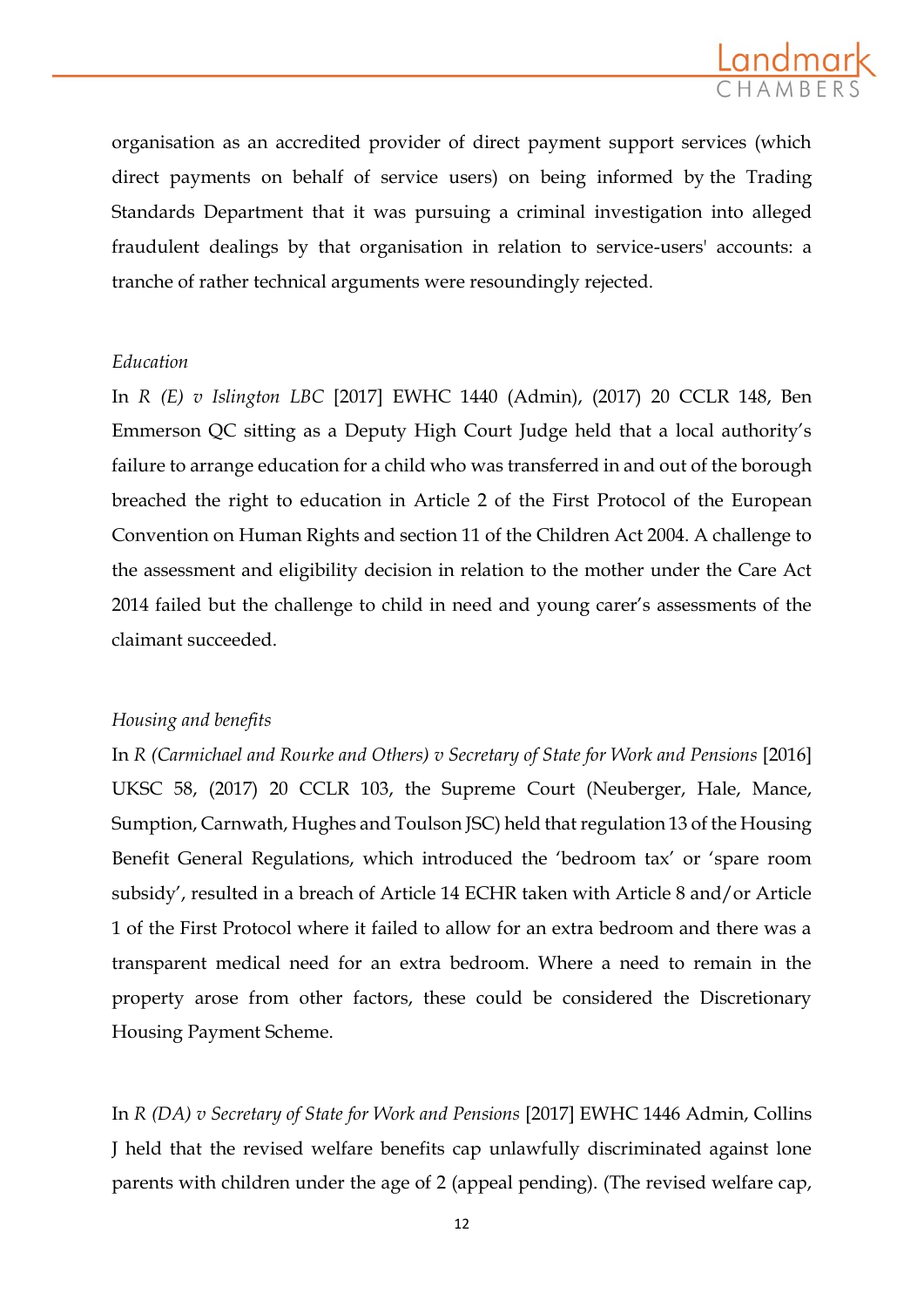organisation as an accredited provider of direct payment support services (which direct payments on behalf of service users) on being informed by the Trading Standards Department that it was pursuing a criminal investigation into alleged fraudulent dealings by that organisation in relation to service-users' accounts: a tranche of rather technical arguments were resoundingly rejected.

*Education*

In *R (E) v Islington LBC* [2017] EWHC 1440 (Admin), (2017) 20 CCLR 148, Ben Emmerson QC sitting as a Deputy High Court Judge held that a local authority's failure to arrange education for a child who was transferred in and out of the borough breached the right to education in Article 2 of the First Protocol of the European Convention on Human Rights and section 11 of the Children Act 2004. A challenge to the assessment and eligibility decision in relation to the mother under the Care Act 2014 failed but the challenge to child in need and young carer's assessments of the claimant succeeded.

*Housing and benefits*

In *R (Carmichael and Rourke and Others) v Secretary of State for Work and Pensions* [2016] UKSC 58, (2017) 20 CCLR 103, the Supreme Court (Neuberger, Hale, Mance, Sumption, Carnwath, Hughes and Toulson JSC) held that regulation 13 of the Housing Benefit General Regulations, which introduced the 'bedroom tax' or 'spare room subsidy', resulted in a breach of Article 14 ECHR taken with Article 8 and/or Article 1 of the First Protocol where it failed to allow for an extra bedroom and there was a transparent medical need for an extra bedroom. Where a need to remain in the property arose from other factors, these could be considered the Discretionary Housing Payment Scheme.

In *R (DA) v Secretary of State for Work and Pensions* [2017] EWHC 1446 Admin, Collins J held that the revised welfare benefits cap unlawfully discriminated against lone parents with children under the age of 2 (appeal pending). (The revised welfare cap,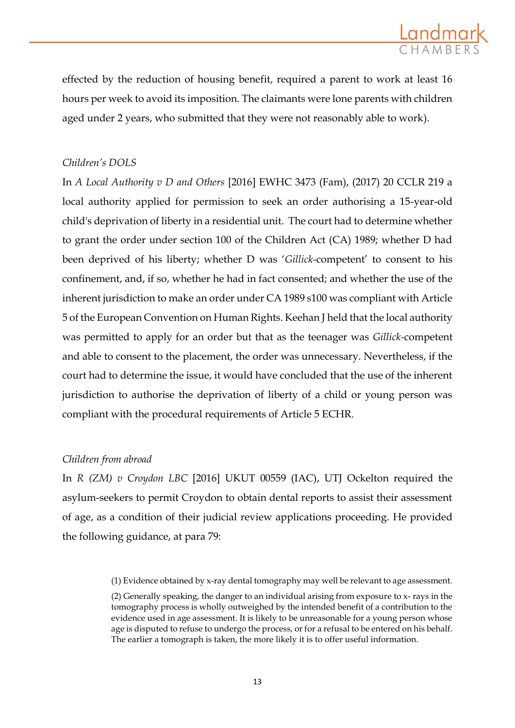effected by the reduction of housing benefit, required a parent to work at least 16 hours per week to avoid its imposition. The claimants were lone parents with children aged under 2 years, who submitted that they were not reasonably able to work).

*Children's DOLS*

In *A Local Authority v D and Others* [2016] EWHC 3473 (Fam), (2017) 20 CCLR 219 a local authority applied for permission to seek an order authorising a 15-year-old child's deprivation of liberty in a residential unit. The court had to determine whether to grant the order under section 100 of the Children Act (CA) 1989; whether D had been deprived of his liberty; whether D was '*Gillick*-competent' to consent to his confinement, and, if so, whether he had in fact consented; and whether the use of the inherent jurisdiction to make an order under CA 1989 s100 was compliant with Article 5 of the European Convention on Human Rights. Keehan J held that the local authority was permitted to apply for an order but that as the teenager was *Gillick*-competent and able to consent to the placement, the order was unnecessary. Nevertheless, if the court had to determine the issue, it would have concluded that the use of the inherent jurisdiction to authorise the deprivation of liberty of a child or young person was compliant with the procedural requirements of Article 5 ECHR.

*Children from abroad*

In *R (ZM) v Croydon LBC* [2016] UKUT 00559 (IAC), UTJ Ockelton required the asylum-seekers to permit Croydon to obtain dental reports to assist their assessment of age, as a condition of their judicial review applications proceeding. He provided the following guidance, at para 79:

> (1) Evidence obtained by x-ray dental tomography may well be relevant to age assessment.
>
> (2) Generally speaking, the danger to an individual arising from exposure to x- rays in the tomography process is wholly outweighed by the intended benefit of a contribution to the evidence used in age assessment. It is likely to be unreasonable for a young person whose age is disputed to refuse to undergo the process, or for a refusal to be entered on his behalf. The earlier a tomograph is taken, the more likely it is to offer useful information.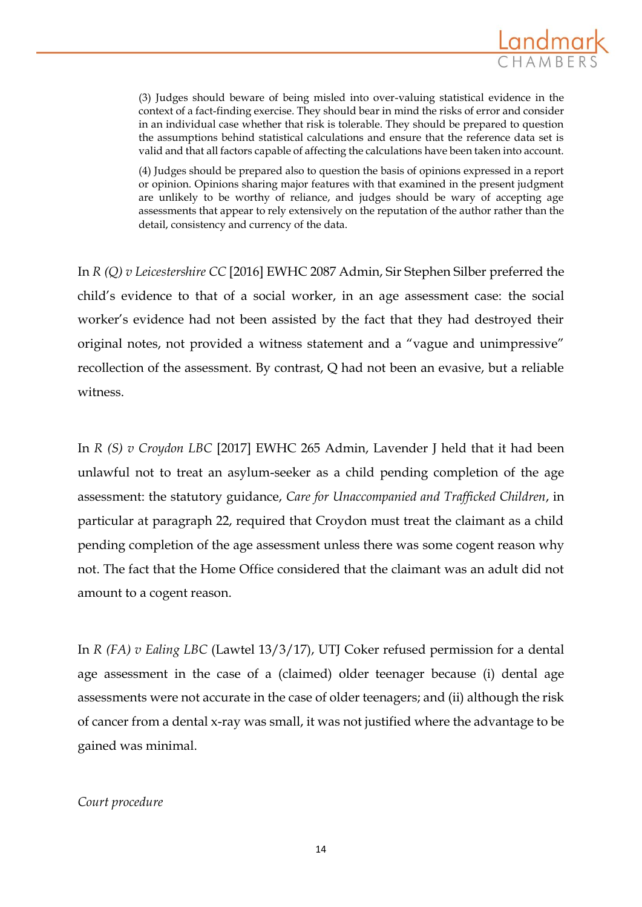> (3) Judges should beware of being misled into over-valuing statistical evidence in the context of a fact-finding exercise. They should bear in mind the risks of error and consider in an individual case whether that risk is tolerable. They should be prepared to question the assumptions behind statistical calculations and ensure that the reference data set is valid and that all factors capable of affecting the calculations have been taken into account.
>
> (4) Judges should be prepared also to question the basis of opinions expressed in a report or opinion. Opinions sharing major features with that examined in the present judgment are unlikely to be worthy of reliance, and judges should be wary of accepting age assessments that appear to rely extensively on the reputation of the author rather than the detail, consistency and currency of the data.

In *R (Q) v Leicestershire CC* [2016] EWHC 2087 Admin, Sir Stephen Silber preferred the child's evidence to that of a social worker, in an age assessment case: the social worker's evidence had not been assisted by the fact that they had destroyed their original notes, not provided a witness statement and a "vague and unimpressive" recollection of the assessment. By contrast, Q had not been an evasive, but a reliable witness.

In *R (S) v Croydon LBC* [2017] EWHC 265 Admin, Lavender J held that it had been unlawful not to treat an asylum-seeker as a child pending completion of the age assessment: the statutory guidance, *Care for Unaccompanied and Trafficked Children*, in particular at paragraph 22, required that Croydon must treat the claimant as a child pending completion of the age assessment unless there was some cogent reason why not. The fact that the Home Office considered that the claimant was an adult did not amount to a cogent reason.

In *R (FA) v Ealing LBC* (Lawtel 13/3/17), UTJ Coker refused permission for a dental age assessment in the case of a (claimed) older teenager because (i) dental age assessments were not accurate in the case of older teenagers; and (ii) although the risk of cancer from a dental x-ray was small, it was not justified where the advantage to be gained was minimal.

*Court procedure*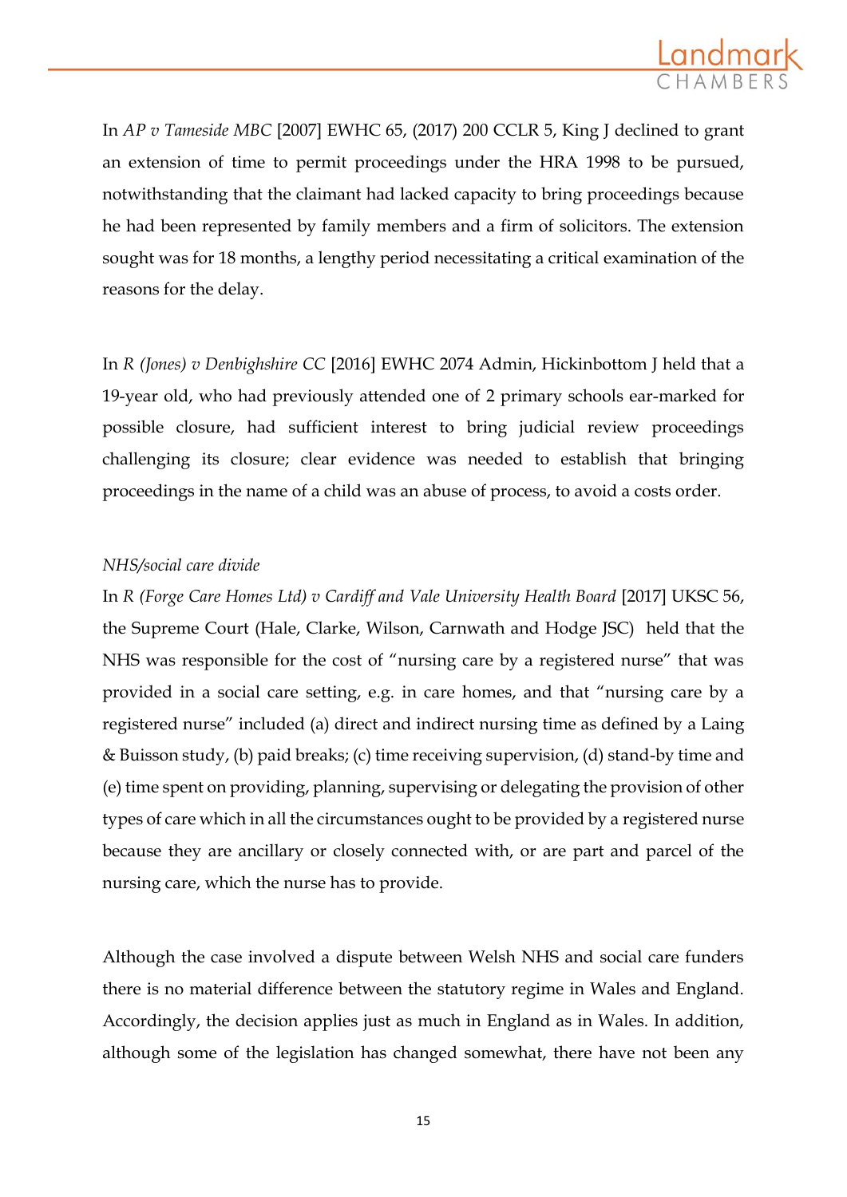In *AP v Tameside MBC* [2007] EWHC 65, (2017) 200 CCLR 5, King J declined to grant an extension of time to permit proceedings under the HRA 1998 to be pursued, notwithstanding that the claimant had lacked capacity to bring proceedings because he had been represented by family members and a firm of solicitors. The extension sought was for 18 months, a lengthy period necessitating a critical examination of the reasons for the delay.

In *R (Jones) v Denbighshire CC* [2016] EWHC 2074 Admin, Hickinbottom J held that a 19-year old, who had previously attended one of 2 primary schools ear-marked for possible closure, had sufficient interest to bring judicial review proceedings challenging its closure; clear evidence was needed to establish that bringing proceedings in the name of a child was an abuse of process, to avoid a costs order.

*NHS/social care divide*

In *R (Forge Care Homes Ltd) v Cardiff and Vale University Health Board* [2017] UKSC 56, the Supreme Court (Hale, Clarke, Wilson, Carnwath and Hodge JSC) held that the NHS was responsible for the cost of "nursing care by a registered nurse" that was provided in a social care setting, e.g. in care homes, and that "nursing care by a registered nurse" included (a) direct and indirect nursing time as defined by a Laing & Buisson study, (b) paid breaks; (c) time receiving supervision, (d) stand-by time and (e) time spent on providing, planning, supervising or delegating the provision of other types of care which in all the circumstances ought to be provided by a registered nurse because they are ancillary or closely connected with, or are part and parcel of the nursing care, which the nurse has to provide.

Although the case involved a dispute between Welsh NHS and social care funders there is no material difference between the statutory regime in Wales and England. Accordingly, the decision applies just as much in England as in Wales. In addition, although some of the legislation has changed somewhat, there have not been any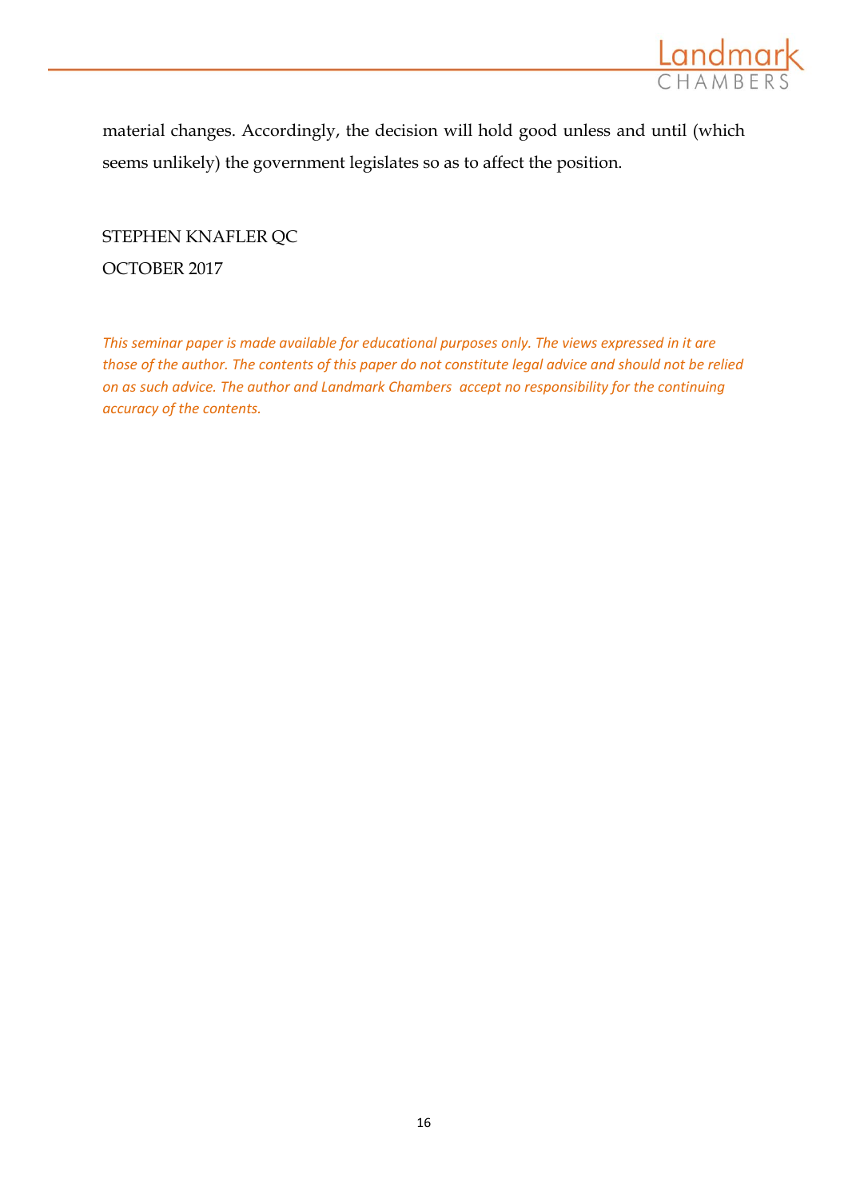material changes. Accordingly, the decision will hold good unless and until (which seems unlikely) the government legislates so as to affect the position.

STEPHEN KNAFLER QC
OCTOBER 2017

*This seminar paper is made available for educational purposes only. The views expressed in it are those of the author. The contents of this paper do not constitute legal advice and should not be relied on as such advice. The author and Landmark Chambers accept no responsibility for the continuing accuracy of the contents.*